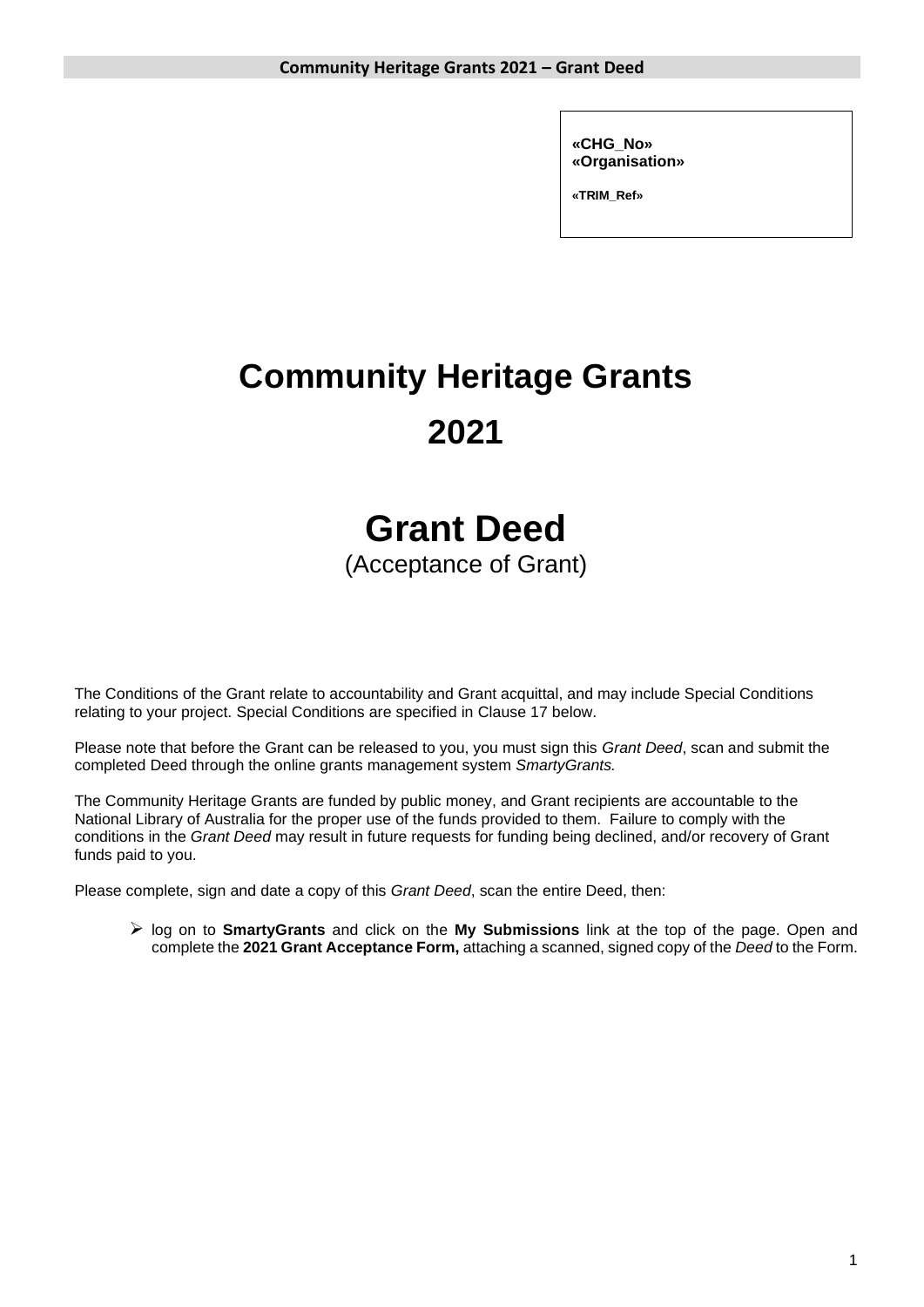«CHG_No»
«Organisation»

«TRIM_Ref»

# Community Heritage Grants 2021

# Grant Deed

(Acceptance of Grant)

The Conditions of the Grant relate to accountability and Grant acquittal, and may include Special Conditions relating to your project. Special Conditions are specified in Clause 17 below.

Please note that before the Grant can be released to you, you must sign this *Grant Deed*, scan and submit the completed Deed through the online grants management system *SmartyGrants.*

The Community Heritage Grants are funded by public money, and Grant recipients are accountable to the National Library of Australia for the proper use of the funds provided to them. Failure to comply with the conditions in the *Grant Deed* may result in future requests for funding being declined, and/or recovery of Grant funds paid to you.

Please complete, sign and date a copy of this *Grant Deed*, scan the entire Deed, then:

- log on to **SmartyGrants** and click on the **My Submissions** link at the top of the page. Open and complete the **2021 Grant Acceptance Form,** attaching a scanned, signed copy of the *Deed* to the Form.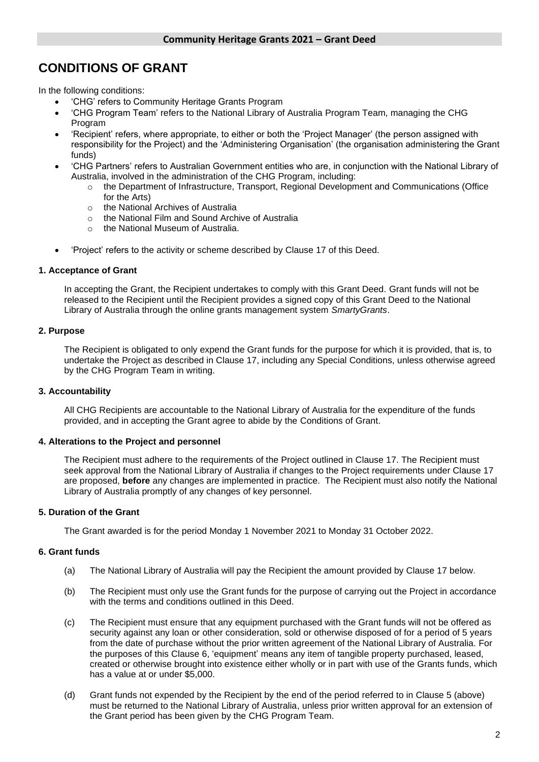# CONDITIONS OF GRANT

In the following conditions:

- 'CHG' refers to Community Heritage Grants Program
- 'CHG Program Team' refers to the National Library of Australia Program Team, managing the CHG Program
- 'Recipient' refers, where appropriate, to either or both the 'Project Manager' (the person assigned with responsibility for the Project) and the 'Administering Organisation' (the organisation administering the Grant funds)
- 'CHG Partners' refers to Australian Government entities who are, in conjunction with the National Library of Australia, involved in the administration of the CHG Program, including:
  - the Department of Infrastructure, Transport, Regional Development and Communications (Office for the Arts)
  - the National Archives of Australia
  - the National Film and Sound Archive of Australia
  - the National Museum of Australia.
- 'Project' refers to the activity or scheme described by Clause 17 of this Deed.

### 1. Acceptance of Grant

In accepting the Grant, the Recipient undertakes to comply with this Grant Deed. Grant funds will not be released to the Recipient until the Recipient provides a signed copy of this Grant Deed to the National Library of Australia through the online grants management system *SmartyGrants*.

### 2. Purpose

The Recipient is obligated to only expend the Grant funds for the purpose for which it is provided, that is, to undertake the Project as described in Clause 17, including any Special Conditions, unless otherwise agreed by the CHG Program Team in writing.

### 3. Accountability

All CHG Recipients are accountable to the National Library of Australia for the expenditure of the funds provided, and in accepting the Grant agree to abide by the Conditions of Grant.

### 4. Alterations to the Project and personnel

The Recipient must adhere to the requirements of the Project outlined in Clause 17. The Recipient must seek approval from the National Library of Australia if changes to the Project requirements under Clause 17 are proposed, **before** any changes are implemented in practice. The Recipient must also notify the National Library of Australia promptly of any changes of key personnel.

### 5. Duration of the Grant

The Grant awarded is for the period Monday 1 November 2021 to Monday 31 October 2022.

### 6. Grant funds

(a) The National Library of Australia will pay the Recipient the amount provided by Clause 17 below.

(b) The Recipient must only use the Grant funds for the purpose of carrying out the Project in accordance with the terms and conditions outlined in this Deed.

(c) The Recipient must ensure that any equipment purchased with the Grant funds will not be offered as security against any loan or other consideration, sold or otherwise disposed of for a period of 5 years from the date of purchase without the prior written agreement of the National Library of Australia. For the purposes of this Clause 6, 'equipment' means any item of tangible property purchased, leased, created or otherwise brought into existence either wholly or in part with use of the Grants funds, which has a value at or under $5,000.

(d) Grant funds not expended by the Recipient by the end of the period referred to in Clause 5 (above) must be returned to the National Library of Australia, unless prior written approval for an extension of the Grant period has been given by the CHG Program Team.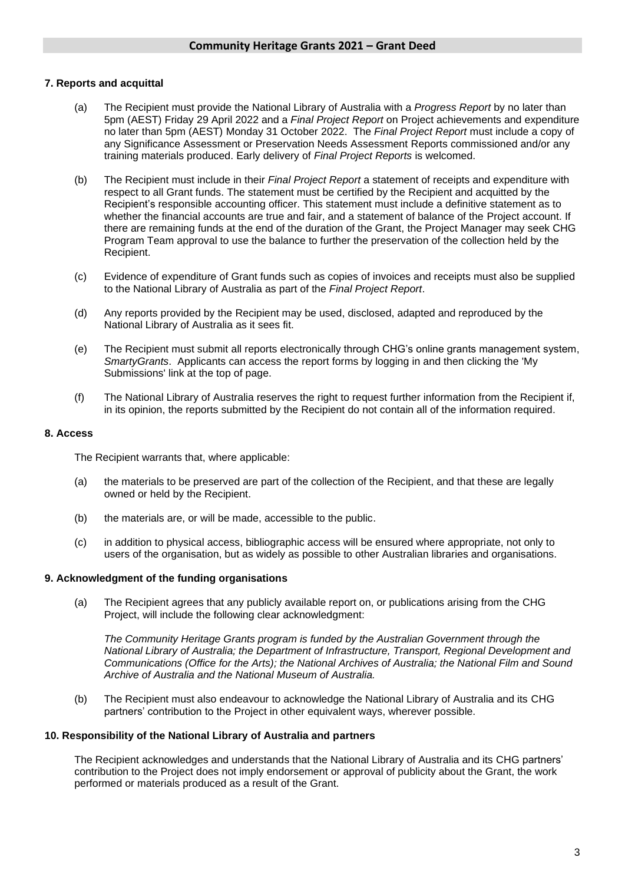### 7. Reports and acquittal

(a) The Recipient must provide the National Library of Australia with a *Progress Report* by no later than 5pm (AEST) Friday 29 April 2022 and a *Final Project Report* on Project achievements and expenditure no later than 5pm (AEST) Monday 31 October 2022. The *Final Project Report* must include a copy of any Significance Assessment or Preservation Needs Assessment Reports commissioned and/or any training materials produced. Early delivery of *Final Project Reports* is welcomed.

(b) The Recipient must include in their *Final Project Report* a statement of receipts and expenditure with respect to all Grant funds. The statement must be certified by the Recipient and acquitted by the Recipient's responsible accounting officer. This statement must include a definitive statement as to whether the financial accounts are true and fair, and a statement of balance of the Project account. If there are remaining funds at the end of the duration of the Grant, the Project Manager may seek CHG Program Team approval to use the balance to further the preservation of the collection held by the Recipient.

(c) Evidence of expenditure of Grant funds such as copies of invoices and receipts must also be supplied to the National Library of Australia as part of the *Final Project Report*.

(d) Any reports provided by the Recipient may be used, disclosed, adapted and reproduced by the National Library of Australia as it sees fit.

(e) The Recipient must submit all reports electronically through CHG's online grants management system, *SmartyGrants*. Applicants can access the report forms by logging in and then clicking the 'My Submissions' link at the top of page.

(f) The National Library of Australia reserves the right to request further information from the Recipient if, in its opinion, the reports submitted by the Recipient do not contain all of the information required.

### 8. Access

The Recipient warrants that, where applicable:

(a) the materials to be preserved are part of the collection of the Recipient, and that these are legally owned or held by the Recipient.

(b) the materials are, or will be made, accessible to the public.

(c) in addition to physical access, bibliographic access will be ensured where appropriate, not only to users of the organisation, but as widely as possible to other Australian libraries and organisations.

### 9. Acknowledgment of the funding organisations

(a) The Recipient agrees that any publicly available report on, or publications arising from the CHG Project, will include the following clear acknowledgment:

*The Community Heritage Grants program is funded by the Australian Government through the National Library of Australia; the Department of Infrastructure, Transport, Regional Development and Communications (Office for the Arts); the National Archives of Australia; the National Film and Sound Archive of Australia and the National Museum of Australia.*

(b) The Recipient must also endeavour to acknowledge the National Library of Australia and its CHG partners' contribution to the Project in other equivalent ways, wherever possible.

### 10. Responsibility of the National Library of Australia and partners

The Recipient acknowledges and understands that the National Library of Australia and its CHG partners' contribution to the Project does not imply endorsement or approval of publicity about the Grant, the work performed or materials produced as a result of the Grant.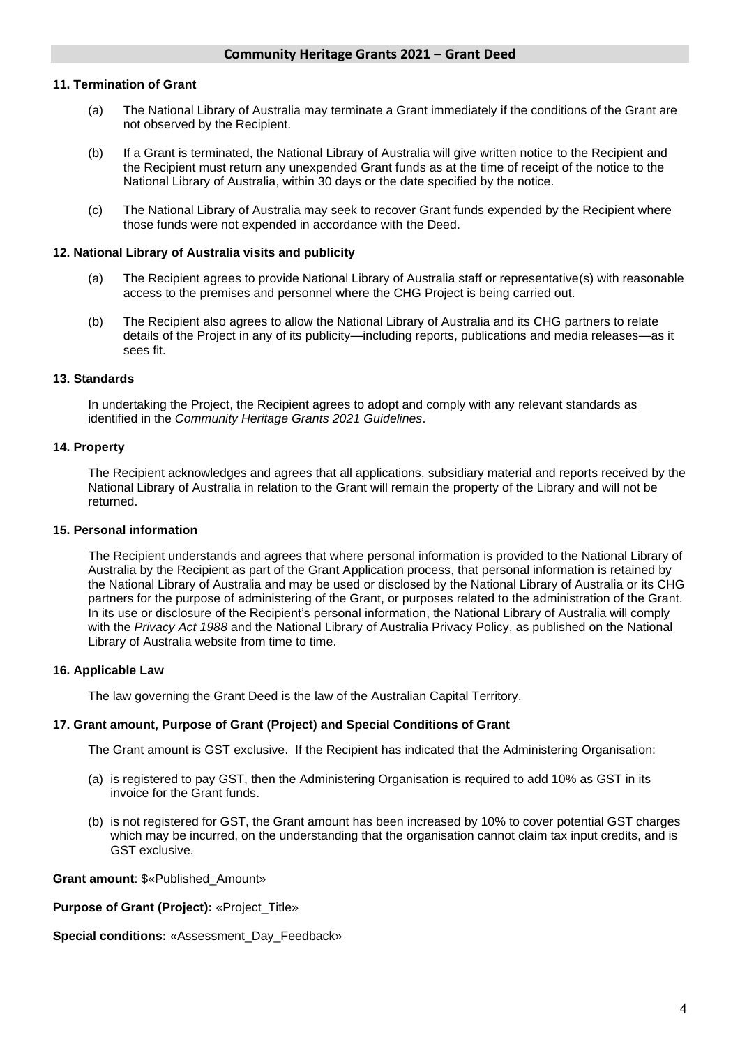**11. Termination of Grant**

(a) The National Library of Australia may terminate a Grant immediately if the conditions of the Grant are not observed by the Recipient.

(b) If a Grant is terminated, the National Library of Australia will give written notice to the Recipient and the Recipient must return any unexpended Grant funds as at the time of receipt of the notice to the National Library of Australia, within 30 days or the date specified by the notice.

(c) The National Library of Australia may seek to recover Grant funds expended by the Recipient where those funds were not expended in accordance with the Deed.

**12. National Library of Australia visits and publicity**

(a) The Recipient agrees to provide National Library of Australia staff or representative(s) with reasonable access to the premises and personnel where the CHG Project is being carried out.

(b) The Recipient also agrees to allow the National Library of Australia and its CHG partners to relate details of the Project in any of its publicity—including reports, publications and media releases—as it sees fit.

**13. Standards**

In undertaking the Project, the Recipient agrees to adopt and comply with any relevant standards as identified in the *Community Heritage Grants 2021 Guidelines*.

**14. Property**

The Recipient acknowledges and agrees that all applications, subsidiary material and reports received by the National Library of Australia in relation to the Grant will remain the property of the Library and will not be returned.

**15. Personal information**

The Recipient understands and agrees that where personal information is provided to the National Library of Australia by the Recipient as part of the Grant Application process, that personal information is retained by the National Library of Australia and may be used or disclosed by the National Library of Australia or its CHG partners for the purpose of administering of the Grant, or purposes related to the administration of the Grant. In its use or disclosure of the Recipient's personal information, the National Library of Australia will comply with the *Privacy Act 1988* and the National Library of Australia Privacy Policy, as published on the National Library of Australia website from time to time.

**16. Applicable Law**

The law governing the Grant Deed is the law of the Australian Capital Territory.

**17. Grant amount, Purpose of Grant (Project) and Special Conditions of Grant**

The Grant amount is GST exclusive. If the Recipient has indicated that the Administering Organisation:

(a) is registered to pay GST, then the Administering Organisation is required to add 10% as GST in its invoice for the Grant funds.

(b) is not registered for GST, the Grant amount has been increased by 10% to cover potential GST charges which may be incurred, on the understanding that the organisation cannot claim tax input credits, and is GST exclusive.

**Grant amount**: $«Published_Amount»

**Purpose of Grant (Project):** «Project_Title»

**Special conditions:** «Assessment_Day_Feedback»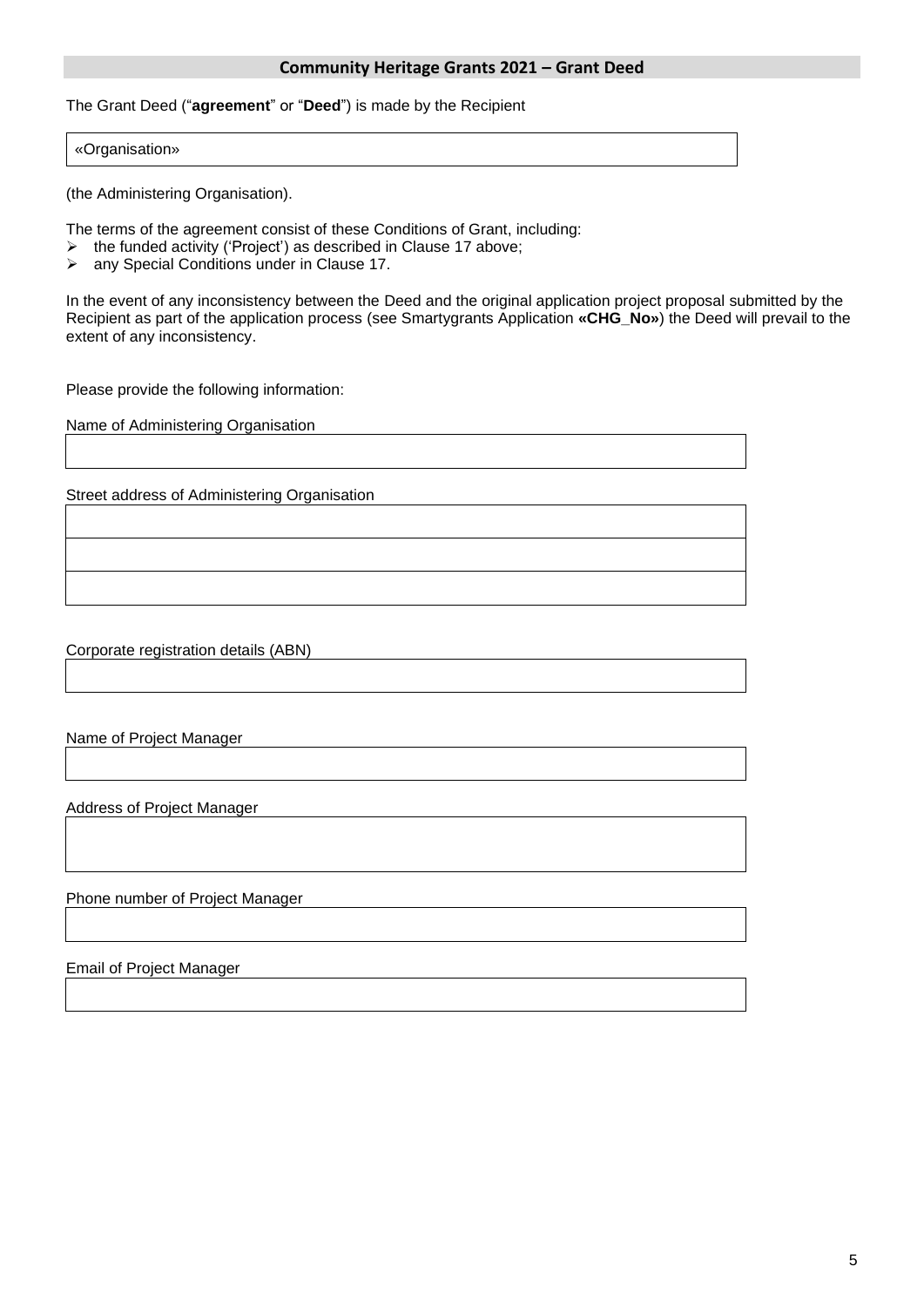## Community Heritage Grants 2021 – Grant Deed

The Grant Deed ("**agreement**" or "**Deed**") is made by the Recipient

| «Organisation» |
|---|

(the Administering Organisation).

The terms of the agreement consist of these Conditions of Grant, including:

- the funded activity ('Project') as described in Clause 17 above;
- any Special Conditions under in Clause 17.

In the event of any inconsistency between the Deed and the original application project proposal submitted by the Recipient as part of the application process (see Smartygrants Application **«CHG_No»**) the Deed will prevail to the extent of any inconsistency.

Please provide the following information:

Name of Administering Organisation

| |
|---|

Street address of Administering Organisation

| |
|---|
| |
| |

Corporate registration details (ABN)

| |
|---|

Name of Project Manager

| |
|---|

Address of Project Manager

| |
|---|

Phone number of Project Manager

| |
|---|

Email of Project Manager

| |
|---|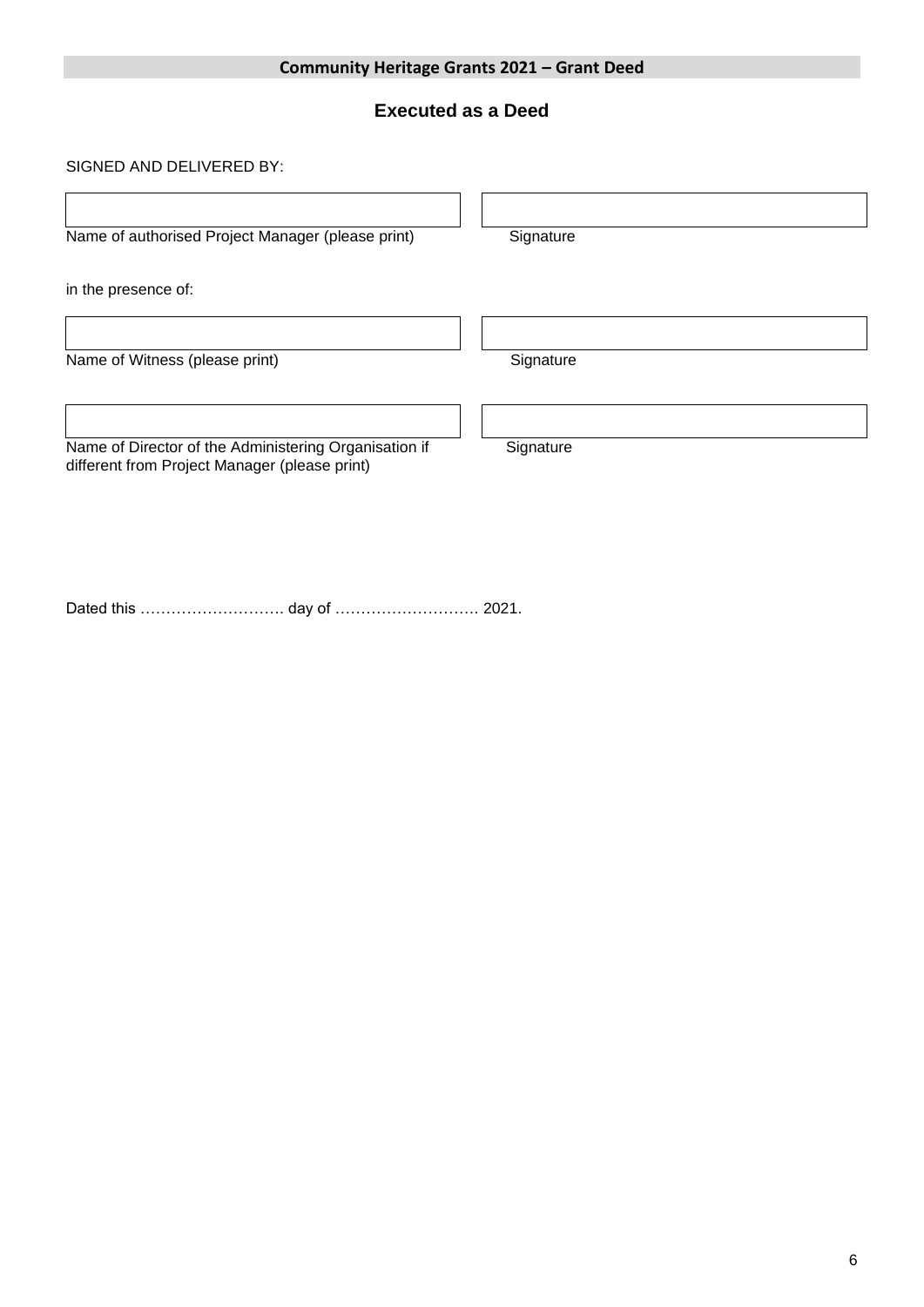## Executed as a Deed

SIGNED AND DELIVERED BY:

| | |
|---|---|
| | |
| Name of authorised Project Manager (please print) | Signature |

in the presence of:

| | |
|---|---|
| | |
| Name of Witness (please print) | Signature |
| | |
| Name of Director of the Administering Organisation if different from Project Manager (please print) | Signature |

Dated this ………………………. day of ………………………. 2021.